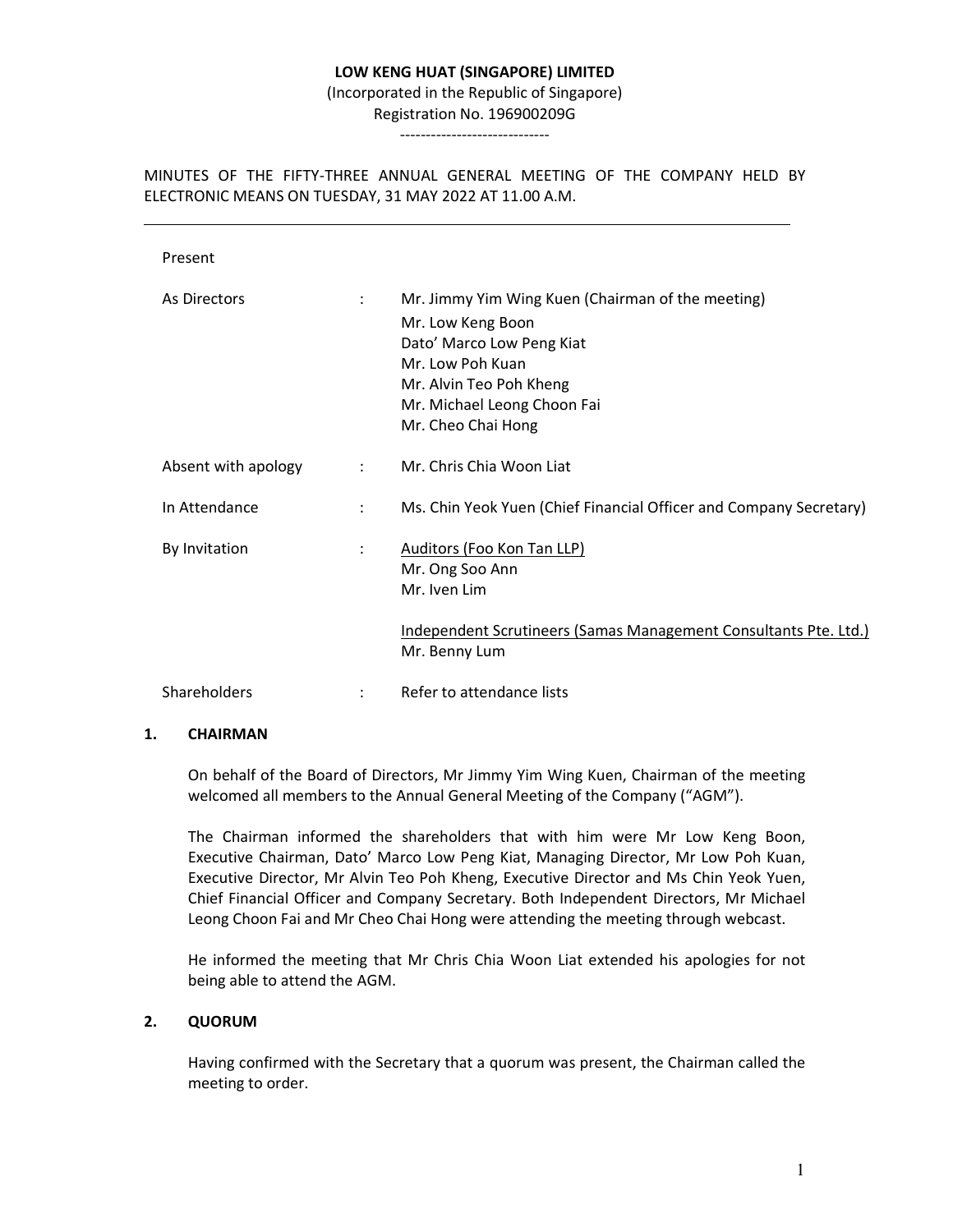**LOW KENG HUAT (SINGAPORE) LIMITED**

(Incorporated in the Republic of Singapore)

Registration No. 196900209G

-----------------------------

MINUTES OF THE FIFTY-THREE ANNUAL GENERAL MEETING OF THE COMPANY HELD BY ELECTRONIC MEANS ON TUESDAY, 31 MAY 2022 AT 11.00 A.M.

---

Present

| | | |
|---|---|---|
| As Directors | : | Mr. Jimmy Yim Wing Kuen (Chairman of the meeting)<br>Mr. Low Keng Boon<br>Dato' Marco Low Peng Kiat<br>Mr. Low Poh Kuan<br>Mr. Alvin Teo Poh Kheng<br>Mr. Michael Leong Choon Fai<br>Mr. Cheo Chai Hong |
| Absent with apology | : | Mr. Chris Chia Woon Liat |
| In Attendance | : | Ms. Chin Yeok Yuen (Chief Financial Officer and Company Secretary) |
| By Invitation | : | Auditors (Foo Kon Tan LLP)<br>Mr. Ong Soo Ann<br>Mr. Iven Lim<br><br>Independent Scrutineers (Samas Management Consultants Pte. Ltd.)<br>Mr. Benny Lum |
| Shareholders | : | Refer to attendance lists |

**1. CHAIRMAN**

On behalf of the Board of Directors, Mr Jimmy Yim Wing Kuen, Chairman of the meeting welcomed all members to the Annual General Meeting of the Company ("AGM").

The Chairman informed the shareholders that with him were Mr Low Keng Boon, Executive Chairman, Dato' Marco Low Peng Kiat, Managing Director, Mr Low Poh Kuan, Executive Director, Mr Alvin Teo Poh Kheng, Executive Director and Ms Chin Yeok Yuen, Chief Financial Officer and Company Secretary. Both Independent Directors, Mr Michael Leong Choon Fai and Mr Cheo Chai Hong were attending the meeting through webcast.

He informed the meeting that Mr Chris Chia Woon Liat extended his apologies for not being able to attend the AGM.

**2. QUORUM**

Having confirmed with the Secretary that a quorum was present, the Chairman called the meeting to order.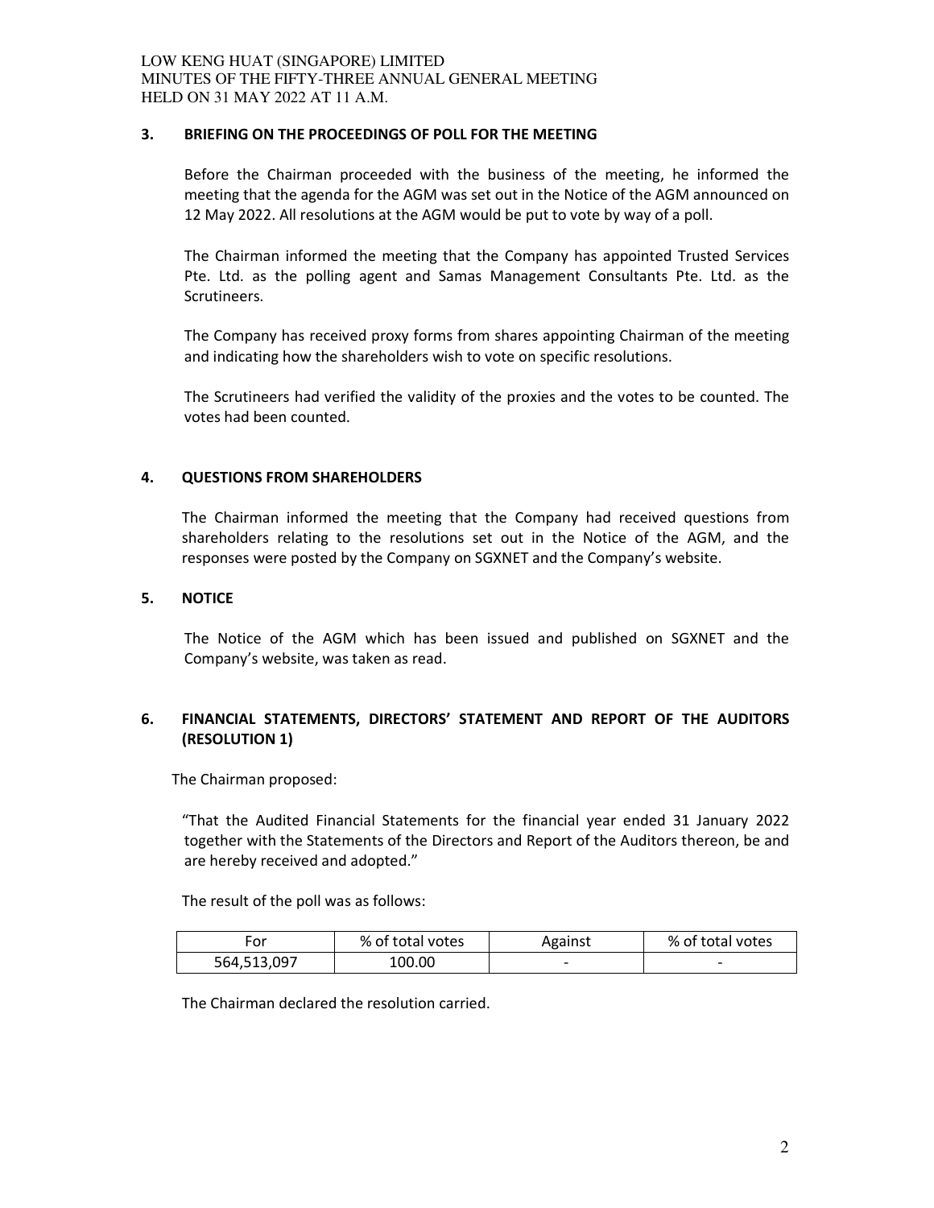### 3. BRIEFING ON THE PROCEEDINGS OF POLL FOR THE MEETING

Before the Chairman proceeded with the business of the meeting, he informed the meeting that the agenda for the AGM was set out in the Notice of the AGM announced on 12 May 2022. All resolutions at the AGM would be put to vote by way of a poll.

The Chairman informed the meeting that the Company has appointed Trusted Services Pte. Ltd. as the polling agent and Samas Management Consultants Pte. Ltd. as the Scrutineers.

The Company has received proxy forms from shares appointing Chairman of the meeting and indicating how the shareholders wish to vote on specific resolutions.

The Scrutineers had verified the validity of the proxies and the votes to be counted. The votes had been counted.

### 4. QUESTIONS FROM SHAREHOLDERS

The Chairman informed the meeting that the Company had received questions from shareholders relating to the resolutions set out in the Notice of the AGM, and the responses were posted by the Company on SGXNET and the Company's website.

### 5. NOTICE

The Notice of the AGM which has been issued and published on SGXNET and the Company's website, was taken as read.

### 6. FINANCIAL STATEMENTS, DIRECTORS' STATEMENT AND REPORT OF THE AUDITORS (RESOLUTION 1)

The Chairman proposed:

"That the Audited Financial Statements for the financial year ended 31 January 2022 together with the Statements of the Directors and Report of the Auditors thereon, be and are hereby received and adopted."

The result of the poll was as follows:

| For | % of total votes | Against | % of total votes |
|---|---|---|---|
| 564,513,097 | 100.00 | - | - |

The Chairman declared the resolution carried.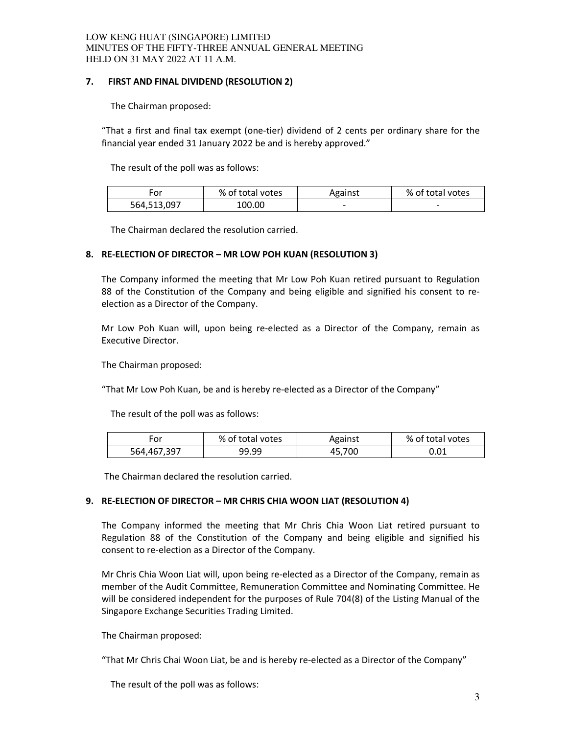## 7. FIRST AND FINAL DIVIDEND (RESOLUTION 2)

The Chairman proposed:

"That a first and final tax exempt (one-tier) dividend of 2 cents per ordinary share for the financial year ended 31 January 2022 be and is hereby approved."

The result of the poll was as follows:

| For | % of total votes | Against | % of total votes |
|---|---|---|---|
| 564,513,097 | 100.00 | - | - |

The Chairman declared the resolution carried.

## 8. RE-ELECTION OF DIRECTOR – MR LOW POH KUAN (RESOLUTION 3)

The Company informed the meeting that Mr Low Poh Kuan retired pursuant to Regulation 88 of the Constitution of the Company and being eligible and signified his consent to re-election as a Director of the Company.

Mr Low Poh Kuan will, upon being re-elected as a Director of the Company, remain as Executive Director.

The Chairman proposed:

"That Mr Low Poh Kuan, be and is hereby re-elected as a Director of the Company"

The result of the poll was as follows:

| For | % of total votes | Against | % of total votes |
|---|---|---|---|
| 564,467,397 | 99.99 | 45,700 | 0.01 |

The Chairman declared the resolution carried.

## 9. RE-ELECTION OF DIRECTOR – MR CHRIS CHIA WOON LIAT (RESOLUTION 4)

The Company informed the meeting that Mr Chris Chia Woon Liat retired pursuant to Regulation 88 of the Constitution of the Company and being eligible and signified his consent to re-election as a Director of the Company.

Mr Chris Chia Woon Liat will, upon being re-elected as a Director of the Company, remain as member of the Audit Committee, Remuneration Committee and Nominating Committee. He will be considered independent for the purposes of Rule 704(8) of the Listing Manual of the Singapore Exchange Securities Trading Limited.

The Chairman proposed:

"That Mr Chris Chai Woon Liat, be and is hereby re-elected as a Director of the Company"

The result of the poll was as follows: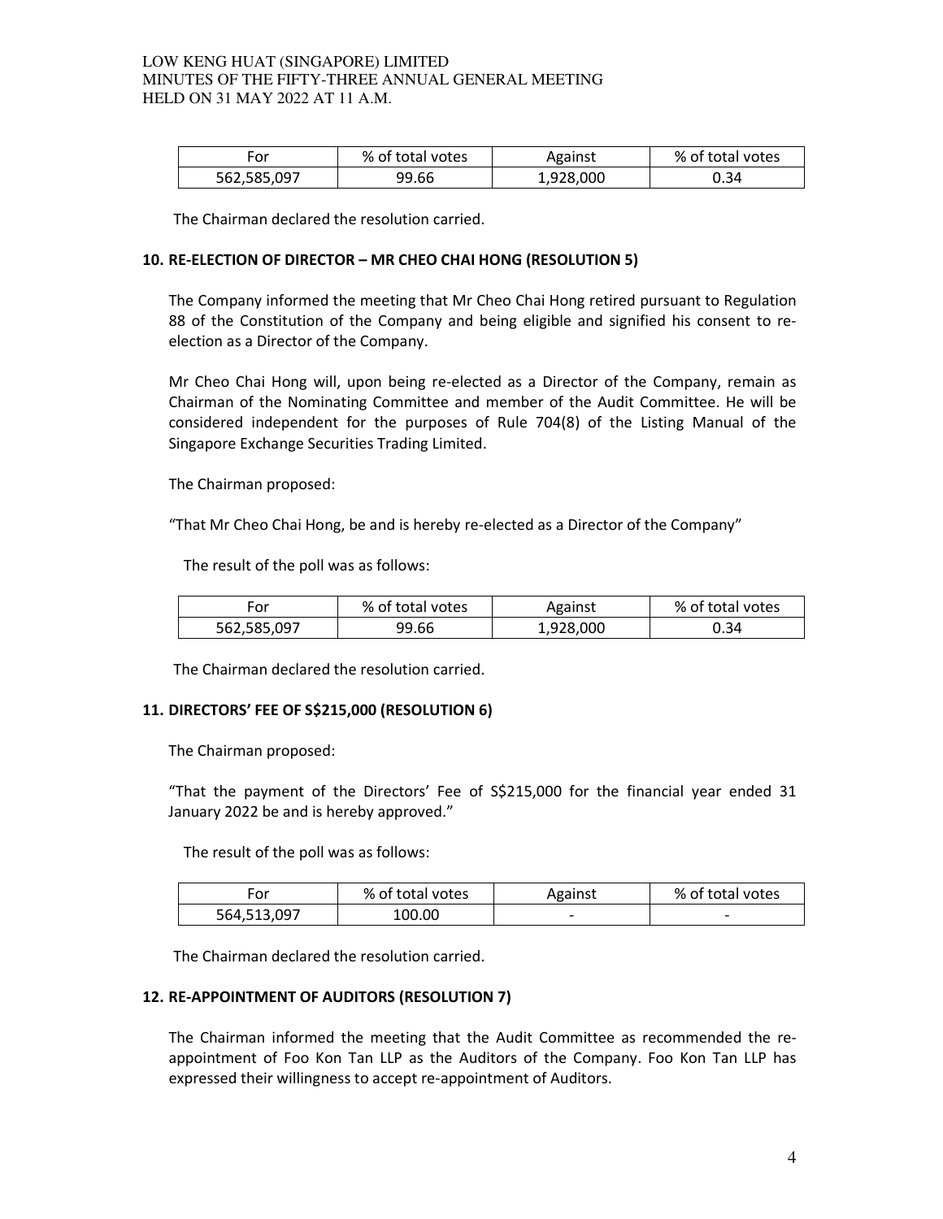| For | % of total votes | Against | % of total votes |
|---|---|---|---|
| 562,585,097 | 99.66 | 1,928,000 | 0.34 |

The Chairman declared the resolution carried.

### 10. RE-ELECTION OF DIRECTOR – MR CHEO CHAI HONG (RESOLUTION 5)

The Company informed the meeting that Mr Cheo Chai Hong retired pursuant to Regulation 88 of the Constitution of the Company and being eligible and signified his consent to re-election as a Director of the Company.

Mr Cheo Chai Hong will, upon being re-elected as a Director of the Company, remain as Chairman of the Nominating Committee and member of the Audit Committee. He will be considered independent for the purposes of Rule 704(8) of the Listing Manual of the Singapore Exchange Securities Trading Limited.

The Chairman proposed:

"That Mr Cheo Chai Hong, be and is hereby re-elected as a Director of the Company"

The result of the poll was as follows:

| For | % of total votes | Against | % of total votes |
|---|---|---|---|
| 562,585,097 | 99.66 | 1,928,000 | 0.34 |

The Chairman declared the resolution carried.

### 11. DIRECTORS' FEE OF S$215,000 (RESOLUTION 6)

The Chairman proposed:

"That the payment of the Directors' Fee of S$215,000 for the financial year ended 31 January 2022 be and is hereby approved."

The result of the poll was as follows:

| For | % of total votes | Against | % of total votes |
|---|---|---|---|
| 564,513,097 | 100.00 | - | - |

The Chairman declared the resolution carried.

### 12. RE-APPOINTMENT OF AUDITORS (RESOLUTION 7)

The Chairman informed the meeting that the Audit Committee as recommended the re-appointment of Foo Kon Tan LLP as the Auditors of the Company. Foo Kon Tan LLP has expressed their willingness to accept re-appointment of Auditors.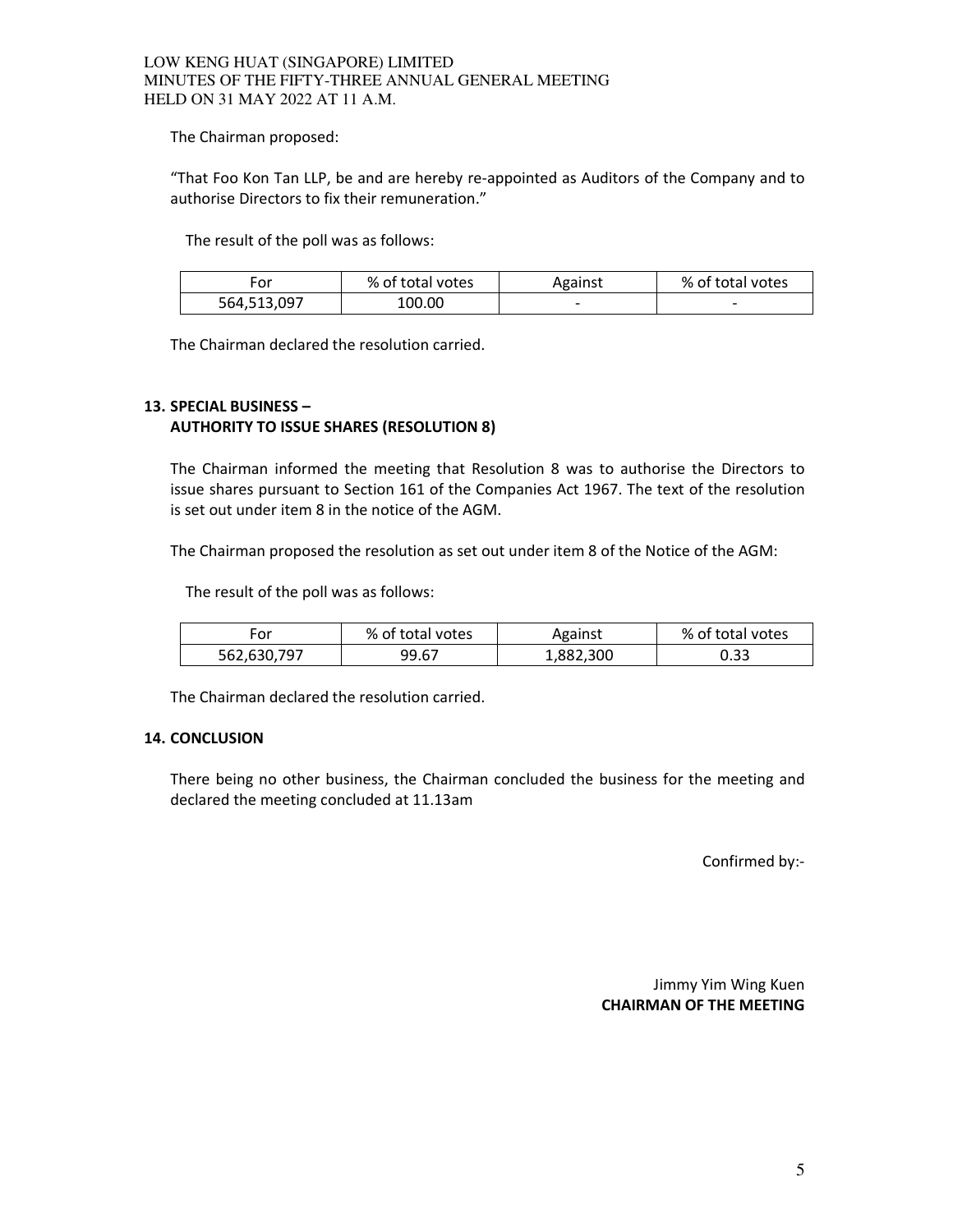The Chairman proposed:

"That Foo Kon Tan LLP, be and are hereby re-appointed as Auditors of the Company and to authorise Directors to fix their remuneration."

The result of the poll was as follows:

| For | % of total votes | Against | % of total votes |
|---|---|---|---|
| 564,513,097 | 100.00 | - | - |

The Chairman declared the resolution carried.

**13. SPECIAL BUSINESS –**
**AUTHORITY TO ISSUE SHARES (RESOLUTION 8)**

The Chairman informed the meeting that Resolution 8 was to authorise the Directors to issue shares pursuant to Section 161 of the Companies Act 1967. The text of the resolution is set out under item 8 in the notice of the AGM.

The Chairman proposed the resolution as set out under item 8 of the Notice of the AGM:

The result of the poll was as follows:

| For | % of total votes | Against | % of total votes |
|---|---|---|---|
| 562,630,797 | 99.67 | 1,882,300 | 0.33 |

The Chairman declared the resolution carried.

**14. CONCLUSION**

There being no other business, the Chairman concluded the business for the meeting and declared the meeting concluded at 11.13am

Confirmed by:-

Jimmy Yim Wing Kuen
**CHAIRMAN OF THE MEETING**